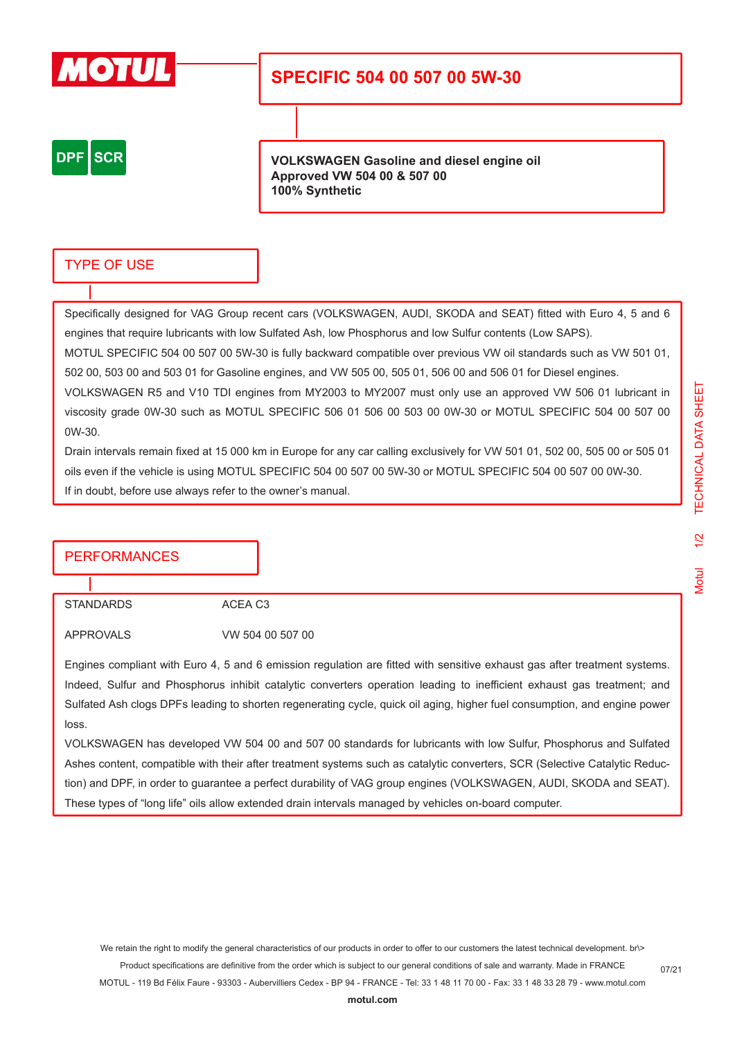MOTUL

# SPECIFIC 504 00 507 00 5W-30

DPF SCR

**VOLKSWAGEN Gasoline and diesel engine oil**
**Approved VW 504 00 & 507 00**
**100% Synthetic**

## TYPE OF USE

Specifically designed for VAG Group recent cars (VOLKSWAGEN, AUDI, SKODA and SEAT) fitted with Euro 4, 5 and 6 engines that require lubricants with low Sulfated Ash, low Phosphorus and low Sulfur contents (Low SAPS).
MOTUL SPECIFIC 504 00 507 00 5W-30 is fully backward compatible over previous VW oil standards such as VW 501 01, 502 00, 503 00 and 503 01 for Gasoline engines, and VW 505 00, 505 01, 506 00 and 506 01 for Diesel engines.
VOLKSWAGEN R5 and V10 TDI engines from MY2003 to MY2007 must only use an approved VW 506 01 lubricant in viscosity grade 0W-30 such as MOTUL SPECIFIC 506 01 506 00 503 00 0W-30 or MOTUL SPECIFIC 504 00 507 00 0W-30.
Drain intervals remain fixed at 15 000 km in Europe for any car calling exclusively for VW 501 01, 502 00, 505 00 or 505 01 oils even if the vehicle is using MOTUL SPECIFIC 504 00 507 00 5W-30 or MOTUL SPECIFIC 504 00 507 00 0W-30.
If in doubt, before use always refer to the owner's manual.

## PERFORMANCES

| | |
|---|---|
| STANDARDS | ACEA C3 |
| APPROVALS | VW 504 00 507 00 |

Engines compliant with Euro 4, 5 and 6 emission regulation are fitted with sensitive exhaust gas after treatment systems. Indeed, Sulfur and Phosphorus inhibit catalytic converters operation leading to inefficient exhaust gas treatment; and Sulfated Ash clogs DPFs leading to shorten regenerating cycle, quick oil aging, higher fuel consumption, and engine power loss.
VOLKSWAGEN has developed VW 504 00 and 507 00 standards for lubricants with low Sulfur, Phosphorus and Sulfated Ashes content, compatible with their after treatment systems such as catalytic converters, SCR (Selective Catalytic Reduction) and DPF, in order to guarantee a perfect durability of VAG group engines (VOLKSWAGEN, AUDI, SKODA and SEAT). These types of "long life" oils allow extended drain intervals managed by vehicles on-board computer.

We retain the right to modify the general characteristics of our products in order to offer to our customers the latest technical development. br\>
Product specifications are definitive from the order which is subject to our general conditions of sale and warranty. Made in FRANCE
MOTUL - 119 Bd Félix Faure - 93303 - Aubervilliers Cedex - BP 94 - FRANCE - Tel: 33 1 48 11 70 00 - Fax: 33 1 48 33 28 79 - www.motul.com
07/21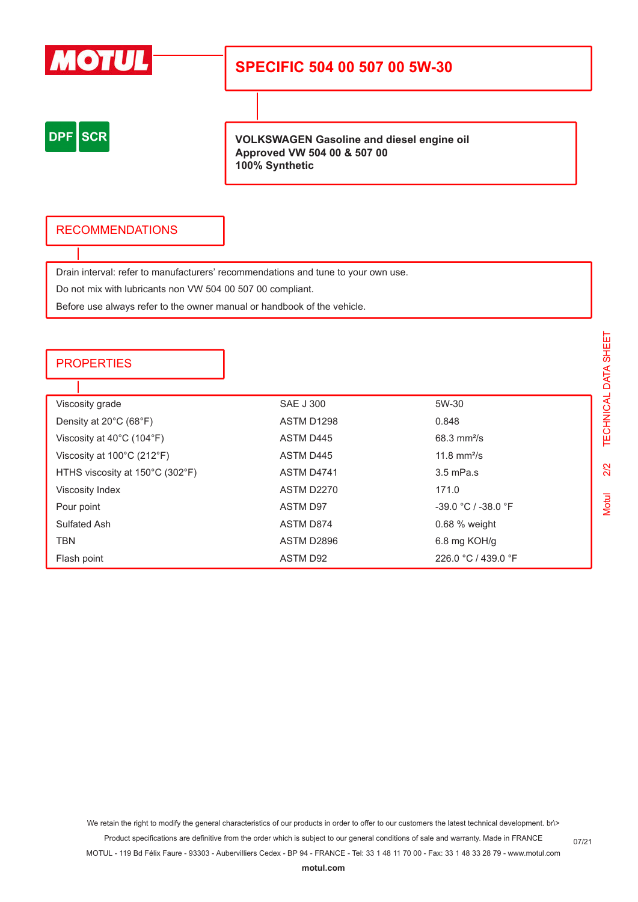# SPECIFIC 504 00 507 00 5W-30

DPF SCR

**VOLKSWAGEN Gasoline and diesel engine oil**
**Approved VW 504 00 & 507 00**
**100% Synthetic**

## RECOMMENDATIONS

Drain interval: refer to manufacturers' recommendations and tune to your own use.

Do not mix with lubricants non VW 504 00 507 00 compliant.

Before use always refer to the owner manual or handbook of the vehicle.

## PROPERTIES

| | | |
|---|---|---|
| Viscosity grade | SAE J 300 | 5W-30 |
| Density at 20°C (68°F) | ASTM D1298 | 0.848 |
| Viscosity at 40°C (104°F) | ASTM D445 | 68.3 mm²/s |
| Viscosity at 100°C (212°F) | ASTM D445 | 11.8 mm²/s |
| HTHS viscosity at 150°C (302°F) | ASTM D4741 | 3.5 mPa.s |
| Viscosity Index | ASTM D2270 | 171.0 |
| Pour point | ASTM D97 | -39.0 °C / -38.0 °F |
| Sulfated Ash | ASTM D874 | 0.68 % weight |
| TBN | ASTM D2896 | 6.8 mg KOH/g |
| Flash point | ASTM D92 | 226.0 °C / 439.0 °F |

We retain the right to modify the general characteristics of our products in order to offer to our customers the latest technical development. br\>
Product specifications are definitive from the order which is subject to our general conditions of sale and warranty. Made in FRANCE
MOTUL - 119 Bd Félix Faure - 93303 - Aubervilliers Cedex - BP 94 - FRANCE - Tel: 33 1 48 11 70 00 - Fax: 33 1 48 33 28 79 - www.motul.com

07/21

**motul.com**